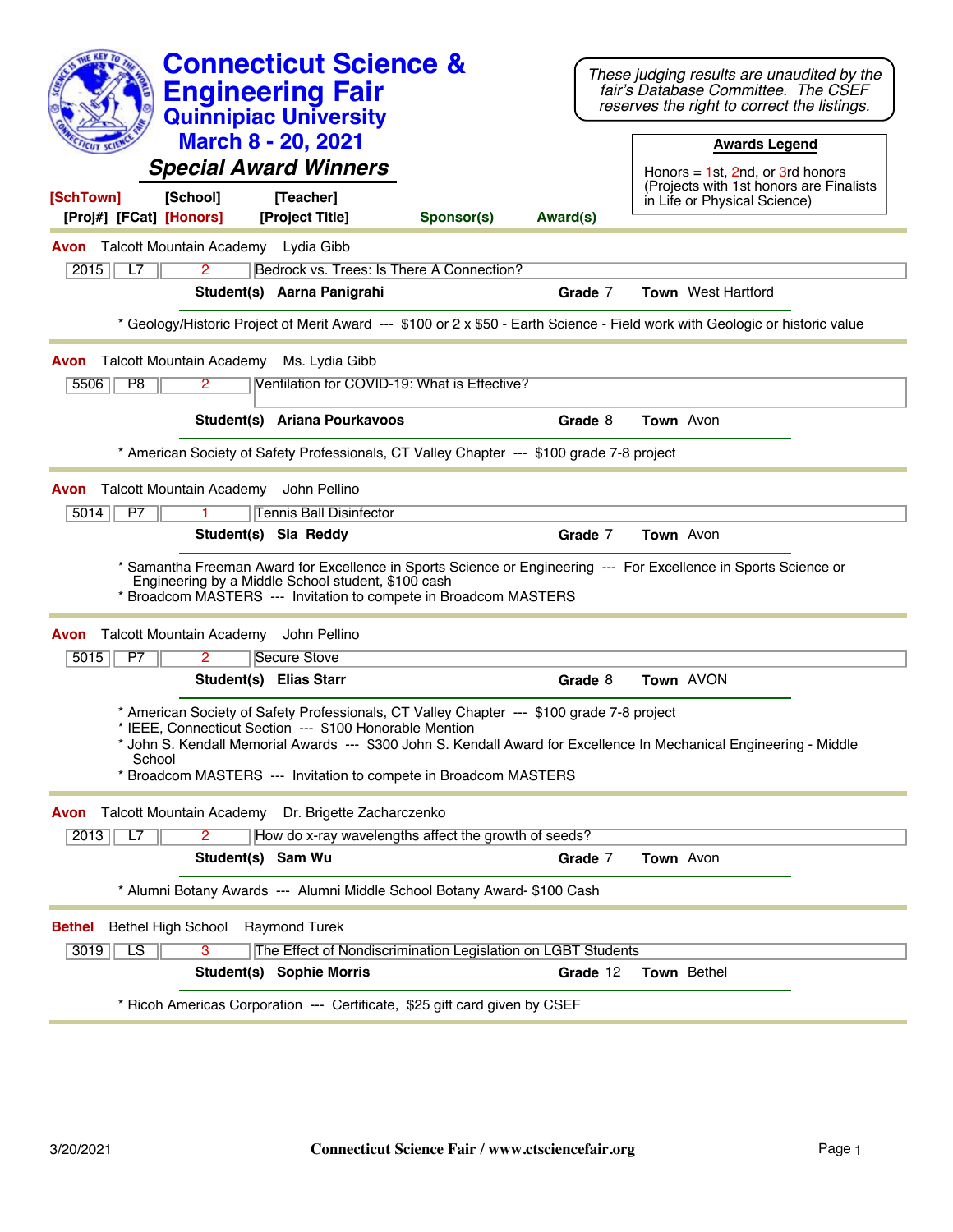# Connecticut Science & Engineering Fair

## Quinnipiac University

## March 8 - 20, 2021

### *Special Award Winners*

*These judging results are unaudited by the fair's Database Committee. The CSEF reserves the right to correct the listings.*

**Awards Legend**

Honors = 1st, 2nd, or 3rd honors (Projects with 1st honors are Finalists in Life or Physical Science)

[SchTown] [School] [Teacher]
[Proj#] [FCat] [Honors] [Project Title] Sponsor(s) Award(s)

---

**Avon** Talcott Mountain Academy Lydia Gibb

| 2015 | L7 | 2 | Bedrock vs. Trees: Is There A Connection? |
|---|---|---|---|

**Student(s)** **Aarna Panigrahi** **Grade** 7 **Town** West Hartford

* Geology/Historic Project of Merit Award --- $100 or 2 x $50 - Earth Science - Field work with Geologic or historic value

---

**Avon** Talcott Mountain Academy Ms. Lydia Gibb

| 5506 | P8 | 2 | Ventilation for COVID-19: What is Effective? |
|---|---|---|---|

**Student(s)** **Ariana Pourkavoos** **Grade** 8 **Town** Avon

* American Society of Safety Professionals, CT Valley Chapter --- $100 grade 7-8 project

---

**Avon** Talcott Mountain Academy John Pellino

| 5014 | P7 | 1 | Tennis Ball Disinfector |
|---|---|---|---|

**Student(s)** **Sia Reddy** **Grade** 7 **Town** Avon

* Samantha Freeman Award for Excellence in Sports Science or Engineering --- For Excellence in Sports Science or Engineering by a Middle School student, $100 cash
* Broadcom MASTERS --- Invitation to compete in Broadcom MASTERS

---

**Avon** Talcott Mountain Academy John Pellino

| 5015 | P7 | 2 | Secure Stove |
|---|---|---|---|

**Student(s)** **Elias Starr** **Grade** 8 **Town** AVON

* American Society of Safety Professionals, CT Valley Chapter --- $100 grade 7-8 project
* IEEE, Connecticut Section --- $100 Honorable Mention
* John S. Kendall Memorial Awards --- $300 John S. Kendall Award for Excellence In Mechanical Engineering - Middle School
* Broadcom MASTERS --- Invitation to compete in Broadcom MASTERS

---

**Avon** Talcott Mountain Academy Dr. Brigette Zacharczenko

| 2013 | L7 | 2 | How do x-ray wavelengths affect the growth of seeds? |
|---|---|---|---|

**Student(s)** **Sam Wu** **Grade** 7 **Town** Avon

* Alumni Botany Awards --- Alumni Middle School Botany Award- $100 Cash

---

**Bethel** Bethel High School Raymond Turek

| 3019 | LS | 3 | The Effect of Nondiscrimination Legislation on LGBT Students |
|---|---|---|---|

**Student(s)** **Sophie Morris** **Grade** 12 **Town** Bethel

* Ricoh Americas Corporation --- Certificate, $25 gift card given by CSEF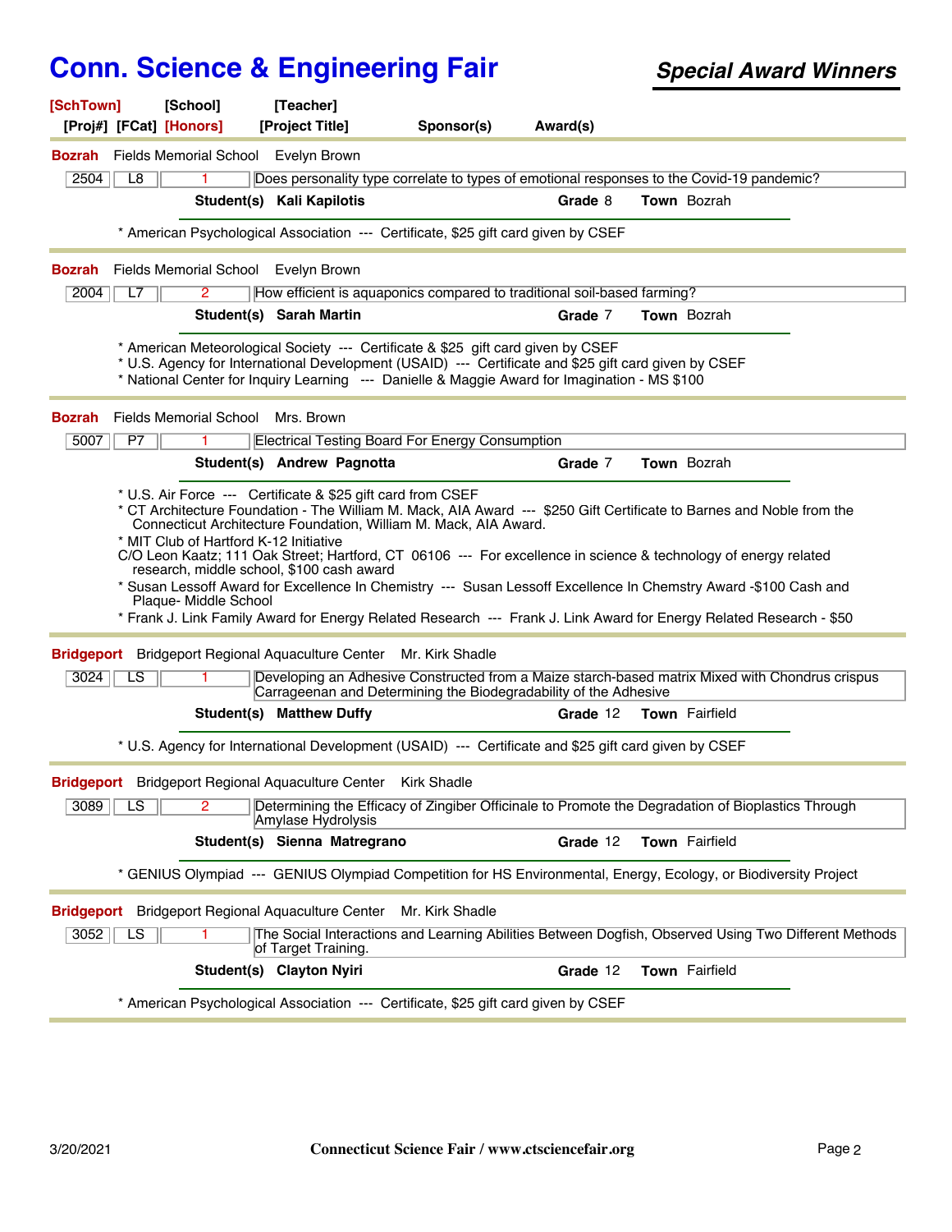# Conn. Science & Engineering Fair

***Special Award Winners***

**[SchTown]** [School] [Teacher]
[Proj#] [FCat] **[Honors]** [Project Title] Sponsor(s) Award(s)

---

**Bozrah** Fields Memorial School Evelyn Brown

| 2504 | L8 | 1 | Does personality type correlate to types of emotional responses to the Covid-19 pandemic? |
|---|---|---|---|

**Student(s) Kali Kapilotis** **Grade** 8 **Town** Bozrah

* American Psychological Association --- Certificate, $25 gift card given by CSEF

---

**Bozrah** Fields Memorial School Evelyn Brown

| 2004 | L7 | 2 | How efficient is aquaponics compared to traditional soil-based farming? |
|---|---|---|---|

**Student(s) Sarah Martin** **Grade** 7 **Town** Bozrah

* American Meteorological Society --- Certificate & $25 gift card given by CSEF
* U.S. Agency for International Development (USAID) --- Certificate and $25 gift card given by CSEF
* National Center for Inquiry Learning --- Danielle & Maggie Award for Imagination - MS $100

---

**Bozrah** Fields Memorial School Mrs. Brown

| 5007 | P7 | 1 | Electrical Testing Board For Energy Consumption |
|---|---|---|---|

**Student(s) Andrew Pagnotta** **Grade** 7 **Town** Bozrah

* U.S. Air Force --- Certificate & $25 gift card from CSEF
* CT Architecture Foundation - The William M. Mack, AIA Award --- $250 Gift Certificate to Barnes and Noble from the Connecticut Architecture Foundation, William M. Mack, AIA Award.
* MIT Club of Hartford K-12 Initiative
C/O Leon Kaatz; 111 Oak Street; Hartford, CT 06106 --- For excellence in science & technology of energy related research, middle school, $100 cash award
* Susan Lessoff Award for Excellence In Chemistry --- Susan Lessoff Excellence In Chemstry Award -$100 Cash and Plaque- Middle School
* Frank J. Link Family Award for Energy Related Research --- Frank J. Link Award for Energy Related Research - $50

---

**Bridgeport** Bridgeport Regional Aquaculture Center Mr. Kirk Shadle

| 3024 | LS | 1 | Developing an Adhesive Constructed from a Maize starch-based matrix Mixed with Chondrus crispus Carrageenan and Determining the Biodegradability of the Adhesive |
|---|---|---|---|

**Student(s) Matthew Duffy** **Grade** 12 **Town** Fairfield

* U.S. Agency for International Development (USAID) --- Certificate and $25 gift card given by CSEF

---

**Bridgeport** Bridgeport Regional Aquaculture Center Kirk Shadle

| 3089 | LS | 2 | Determining the Efficacy of Zingiber Officinale to Promote the Degradation of Bioplastics Through Amylase Hydrolysis |
|---|---|---|---|

**Student(s) Sienna Matregrano** **Grade** 12 **Town** Fairfield

* GENIUS Olympiad --- GENIUS Olympiad Competition for HS Environmental, Energy, Ecology, or Biodiversity Project

---

**Bridgeport** Bridgeport Regional Aquaculture Center Mr. Kirk Shadle

| 3052 | LS | 1 | The Social Interactions and Learning Abilities Between Dogfish, Observed Using Two Different Methods of Target Training. |
|---|---|---|---|

**Student(s) Clayton Nyiri** **Grade** 12 **Town** Fairfield

* American Psychological Association --- Certificate, $25 gift card given by CSEF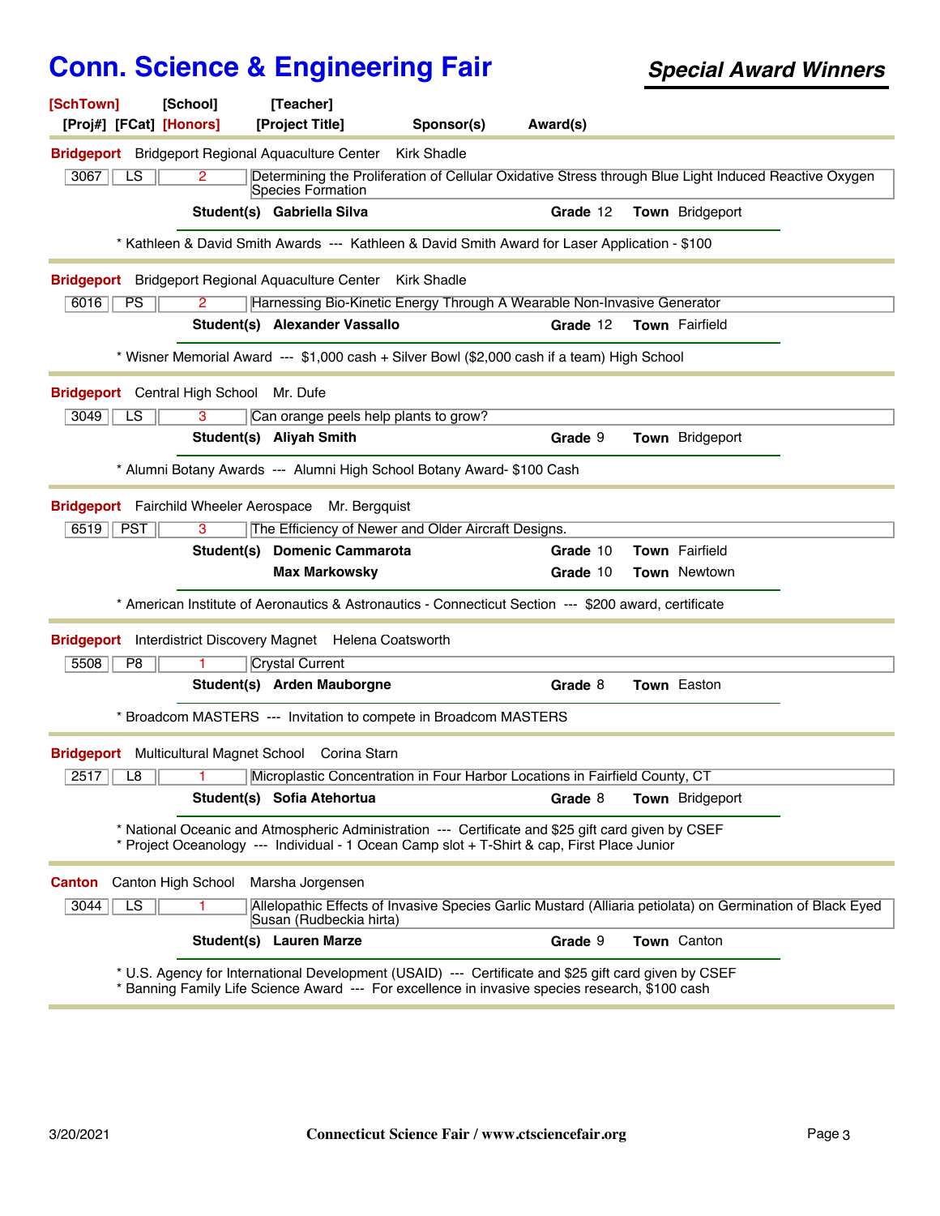# Conn. Science & Engineering Fair

## *Special Award Winners*

**[SchTown]** [School] [Teacher]
[Proj#] [FCat] **[Honors]** [Project Title] Sponsor(s) Award(s)

---

**Bridgeport** Bridgeport Regional Aquaculture Center Kirk Shadle

| 3067 | LS | 2 | Determining the Proliferation of Cellular Oxidative Stress through Blue Light Induced Reactive Oxygen Species Formation |
|---|---|---|---|

**Student(s)** **Gabriella Silva** **Grade** 12 **Town** Bridgeport

* Kathleen & David Smith Awards --- Kathleen & David Smith Award for Laser Application - $100

---

**Bridgeport** Bridgeport Regional Aquaculture Center Kirk Shadle

| 6016 | PS | 2 | Harnessing Bio-Kinetic Energy Through A Wearable Non-Invasive Generator |
|---|---|---|---|

**Student(s)** **Alexander Vassallo** **Grade** 12 **Town** Fairfield

* Wisner Memorial Award --- $1,000 cash + Silver Bowl ($2,000 cash if a team) High School

---

**Bridgeport** Central High School Mr. Dufe

| 3049 | LS | 3 | Can orange peels help plants to grow? |
|---|---|---|---|

**Student(s)** **Aliyah Smith** **Grade** 9 **Town** Bridgeport

* Alumni Botany Awards --- Alumni High School Botany Award- $100 Cash

---

**Bridgeport** Fairchild Wheeler Aerospace Mr. Bergquist

| 6519 | PST | 3 | The Efficiency of Newer and Older Aircraft Designs. |
|---|---|---|---|

**Student(s)** **Domenic Cammarota** **Grade** 10 **Town** Fairfield
**Max Markowsky** **Grade** 10 **Town** Newtown

* American Institute of Aeronautics & Astronautics - Connecticut Section --- $200 award, certificate

---

**Bridgeport** Interdistrict Discovery Magnet Helena Coatsworth

| 5508 | P8 | 1 | Crystal Current |
|---|---|---|---|

**Student(s)** **Arden Mauborgne** **Grade** 8 **Town** Easton

* Broadcom MASTERS --- Invitation to compete in Broadcom MASTERS

---

**Bridgeport** Multicultural Magnet School Corina Starn

| 2517 | L8 | 1 | Microplastic Concentration in Four Harbor Locations in Fairfield County, CT |
|---|---|---|---|

**Student(s)** **Sofia Atehortua** **Grade** 8 **Town** Bridgeport

* National Oceanic and Atmospheric Administration --- Certificate and $25 gift card given by CSEF
* Project Oceanology --- Individual - 1 Ocean Camp slot + T-Shirt & cap, First Place Junior

---

**Canton** Canton High School Marsha Jorgensen

| 3044 | LS | 1 | Allelopathic Effects of Invasive Species Garlic Mustard (Alliaria petiolata) on Germination of Black Eyed Susan (Rudbeckia hirta) |
|---|---|---|---|

**Student(s)** **Lauren Marze** **Grade** 9 **Town** Canton

* U.S. Agency for International Development (USAID) --- Certificate and $25 gift card given by CSEF
* Banning Family Life Science Award --- For excellence in invasive species research, $100 cash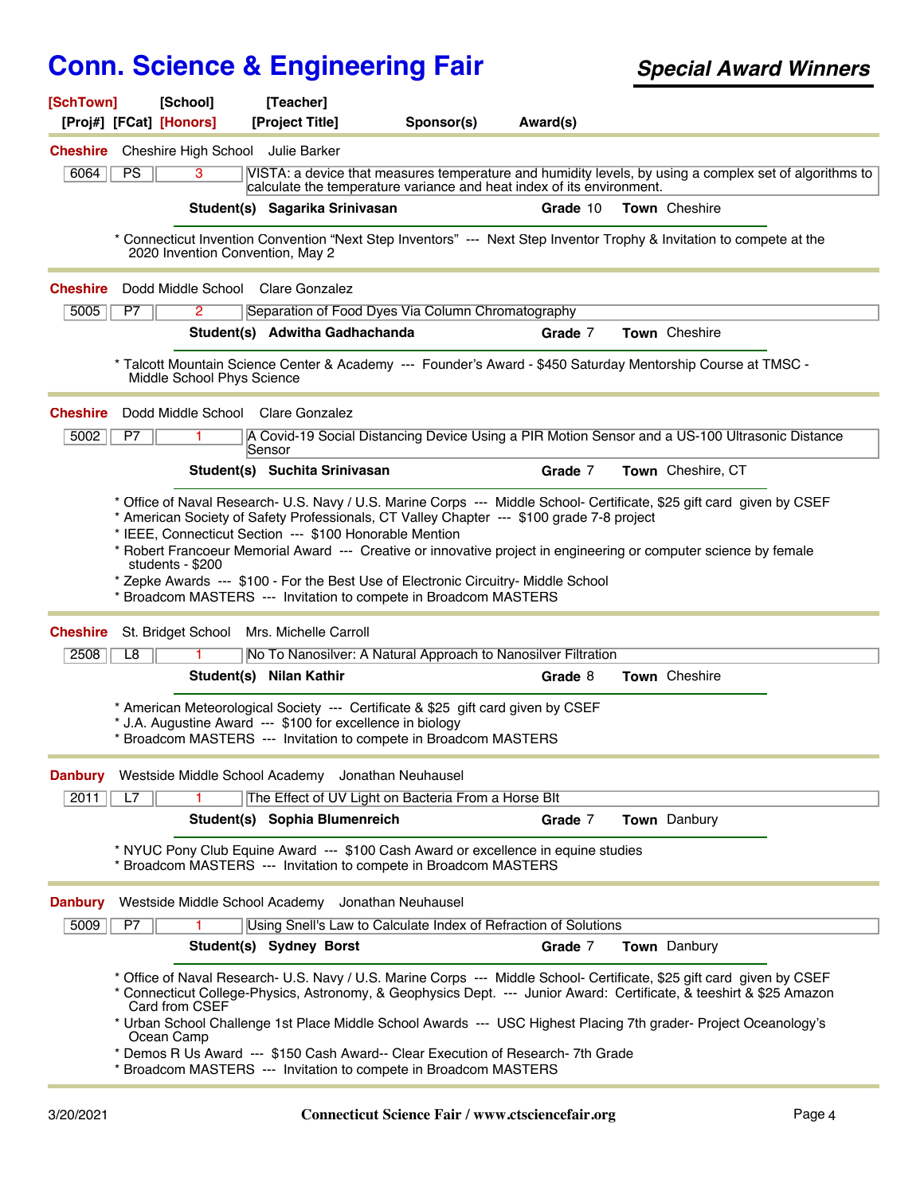# Conn. Science & Engineering Fair

***Special Award Winners***

**[SchTown]** **[School]** **[Teacher]**
**[Proj#]** **[FCat]** **[Honors]** **[Project Title]** **Sponsor(s)** **Award(s)**

---

**Cheshire** Cheshire High School Julie Barker

| 6064 | PS | 3 | VISTA: a device that measures temperature and humidity levels, by using a complex set of algorithms to calculate the temperature variance and heat index of its environment. |
|---|---|---|---|

**Student(s)** **Sagarika Srinivasan** **Grade** 10 **Town** Cheshire

* Connecticut Invention Convention "Next Step Inventors" --- Next Step Inventor Trophy & Invitation to compete at the 2020 Invention Convention, May 2

---

**Cheshire** Dodd Middle School Clare Gonzalez

| 5005 | P7 | 2 | Separation of Food Dyes Via Column Chromatography |
|---|---|---|---|

**Student(s)** **Adwitha Gadhachanda** **Grade** 7 **Town** Cheshire

* Talcott Mountain Science Center & Academy --- Founder's Award - $450 Saturday Mentorship Course at TMSC - Middle School Phys Science

---

**Cheshire** Dodd Middle School Clare Gonzalez

| 5002 | P7 | 1 | A Covid-19 Social Distancing Device Using a PIR Motion Sensor and a US-100 Ultrasonic Distance Sensor |
|---|---|---|---|

**Student(s)** **Suchita Srinivasan** **Grade** 7 **Town** Cheshire, CT

* Office of Naval Research- U.S. Navy / U.S. Marine Corps --- Middle School- Certificate, $25 gift card given by CSEF
* American Society of Safety Professionals, CT Valley Chapter --- $100 grade 7-8 project
* IEEE, Connecticut Section --- $100 Honorable Mention
* Robert Francoeur Memorial Award --- Creative or innovative project in engineering or computer science by female students - $200
* Zepke Awards --- $100 - For the Best Use of Electronic Circuitry- Middle School
* Broadcom MASTERS --- Invitation to compete in Broadcom MASTERS

---

**Cheshire** St. Bridget School Mrs. Michelle Carroll

| 2508 | L8 | 1 | No To Nanosilver: A Natural Approach to Nanosilver Filtration |
|---|---|---|---|

**Student(s)** **Nilan Kathir** **Grade** 8 **Town** Cheshire

* American Meteorological Society --- Certificate & $25 gift card given by CSEF
* J.A. Augustine Award --- $100 for excellence in biology
* Broadcom MASTERS --- Invitation to compete in Broadcom MASTERS

---

**Danbury** Westside Middle School Academy Jonathan Neuhausel

| 2011 | L7 | 1 | The Effect of UV Light on Bacteria From a Horse Blt |
|---|---|---|---|

**Student(s)** **Sophia Blumenreich** **Grade** 7 **Town** Danbury

* NYUC Pony Club Equine Award --- $100 Cash Award or excellence in equine studies
* Broadcom MASTERS --- Invitation to compete in Broadcom MASTERS

---

**Danbury** Westside Middle School Academy Jonathan Neuhausel

| 5009 | P7 | 1 | Using Snell's Law to Calculate Index of Refraction of Solutions |
|---|---|---|---|

**Student(s)** **Sydney Borst** **Grade** 7 **Town** Danbury

* Office of Naval Research- U.S. Navy / U.S. Marine Corps --- Middle School- Certificate, $25 gift card given by CSEF
* Connecticut College-Physics, Astronomy, & Geophysics Dept. --- Junior Award: Certificate, & teeshirt & $25 Amazon Card from CSEF
* Urban School Challenge 1st Place Middle School Awards --- USC Highest Placing 7th grader- Project Oceanology's Ocean Camp
* Demos R Us Award --- $150 Cash Award-- Clear Execution of Research- 7th Grade
* Broadcom MASTERS --- Invitation to compete in Broadcom MASTERS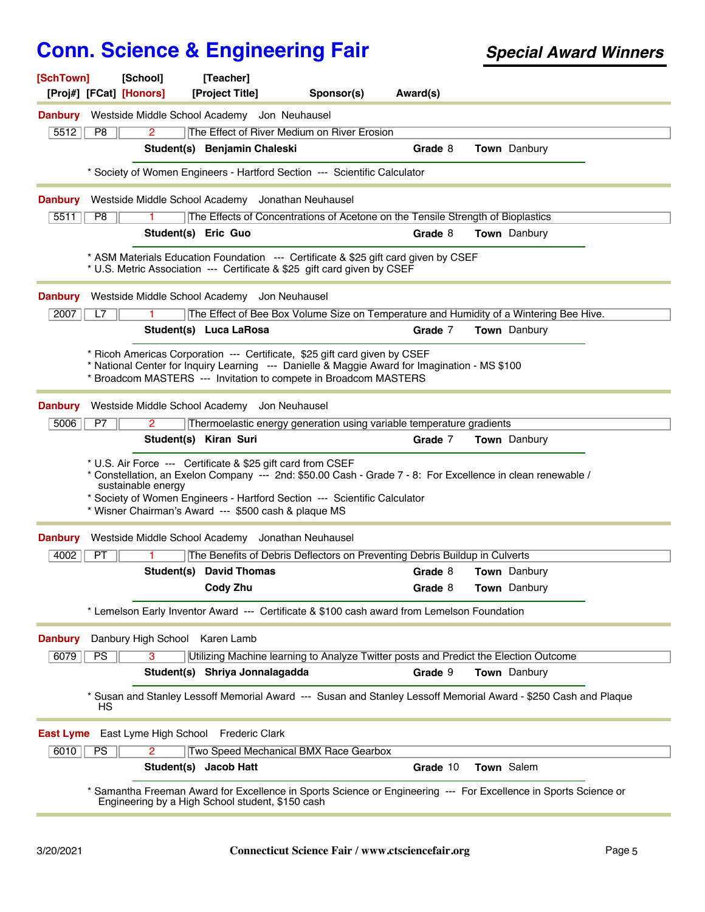# Conn. Science & Engineering Fair

***Special Award Winners***

**[SchTown]** **[School]** **[Teacher]**
**[Proj#]** **[FCat]** **[Honors]** **[Project Title]** **Sponsor(s)** **Award(s)**

---

**Danbury** Westside Middle School Academy Jon Neuhausel

| 5512 | P8 | 2 | The Effect of River Medium on River Erosion |
|---|---|---|---|

**Student(s)** **Benjamin Chaleski** **Grade** 8 **Town** Danbury

* Society of Women Engineers - Hartford Section --- Scientific Calculator

---

**Danbury** Westside Middle School Academy Jonathan Neuhausel

| 5511 | P8 | 1 | The Effects of Concentrations of Acetone on the Tensile Strength of Bioplastics |
|---|---|---|---|

**Student(s)** **Eric Guo** **Grade** 8 **Town** Danbury

* ASM Materials Education Foundation --- Certificate & $25 gift card given by CSEF
* U.S. Metric Association --- Certificate & $25 gift card given by CSEF

---

**Danbury** Westside Middle School Academy Jon Neuhausel

| 2007 | L7 | 1 | The Effect of Bee Box Volume Size on Temperature and Humidity of a Wintering Bee Hive. |
|---|---|---|---|

**Student(s)** **Luca LaRosa** **Grade** 7 **Town** Danbury

* Ricoh Americas Corporation --- Certificate, $25 gift card given by CSEF
* National Center for Inquiry Learning --- Danielle & Maggie Award for Imagination - MS $100
* Broadcom MASTERS --- Invitation to compete in Broadcom MASTERS

---

**Danbury** Westside Middle School Academy Jon Neuhausel

| 5006 | P7 | 2 | Thermoelastic energy generation using variable temperature gradients |
|---|---|---|---|

**Student(s)** **Kiran Suri** **Grade** 7 **Town** Danbury

* U.S. Air Force --- Certificate & $25 gift card from CSEF
* Constellation, an Exelon Company --- 2nd: $50.00 Cash - Grade 7 - 8: For Excellence in clean renewable / sustainable energy
* Society of Women Engineers - Hartford Section --- Scientific Calculator
* Wisner Chairman's Award --- $500 cash & plaque MS

---

**Danbury** Westside Middle School Academy Jonathan Neuhausel

| 4002 | PT | 1 | The Benefits of Debris Deflectors on Preventing Debris Buildup in Culverts |
|---|---|---|---|

**Student(s)** **David Thomas** **Grade** 8 **Town** Danbury
**Cody Zhu** **Grade** 8 **Town** Danbury

* Lemelson Early Inventor Award --- Certificate & $100 cash award from Lemelson Foundation

---

**Danbury** Danbury High School Karen Lamb

| 6079 | PS | 3 | Utilizing Machine learning to Analyze Twitter posts and Predict the Election Outcome |
|---|---|---|---|

**Student(s)** **Shriya Jonnalagadda** **Grade** 9 **Town** Danbury

* Susan and Stanley Lessoff Memorial Award --- Susan and Stanley Lessoff Memorial Award - $250 Cash and Plaque HS

---

**East Lyme** East Lyme High School Frederic Clark

| 6010 | PS | 2 | Two Speed Mechanical BMX Race Gearbox |
|---|---|---|---|

**Student(s)** **Jacob Hatt** **Grade** 10 **Town** Salem

* Samantha Freeman Award for Excellence in Sports Science or Engineering --- For Excellence in Sports Science or Engineering by a High School student, $150 cash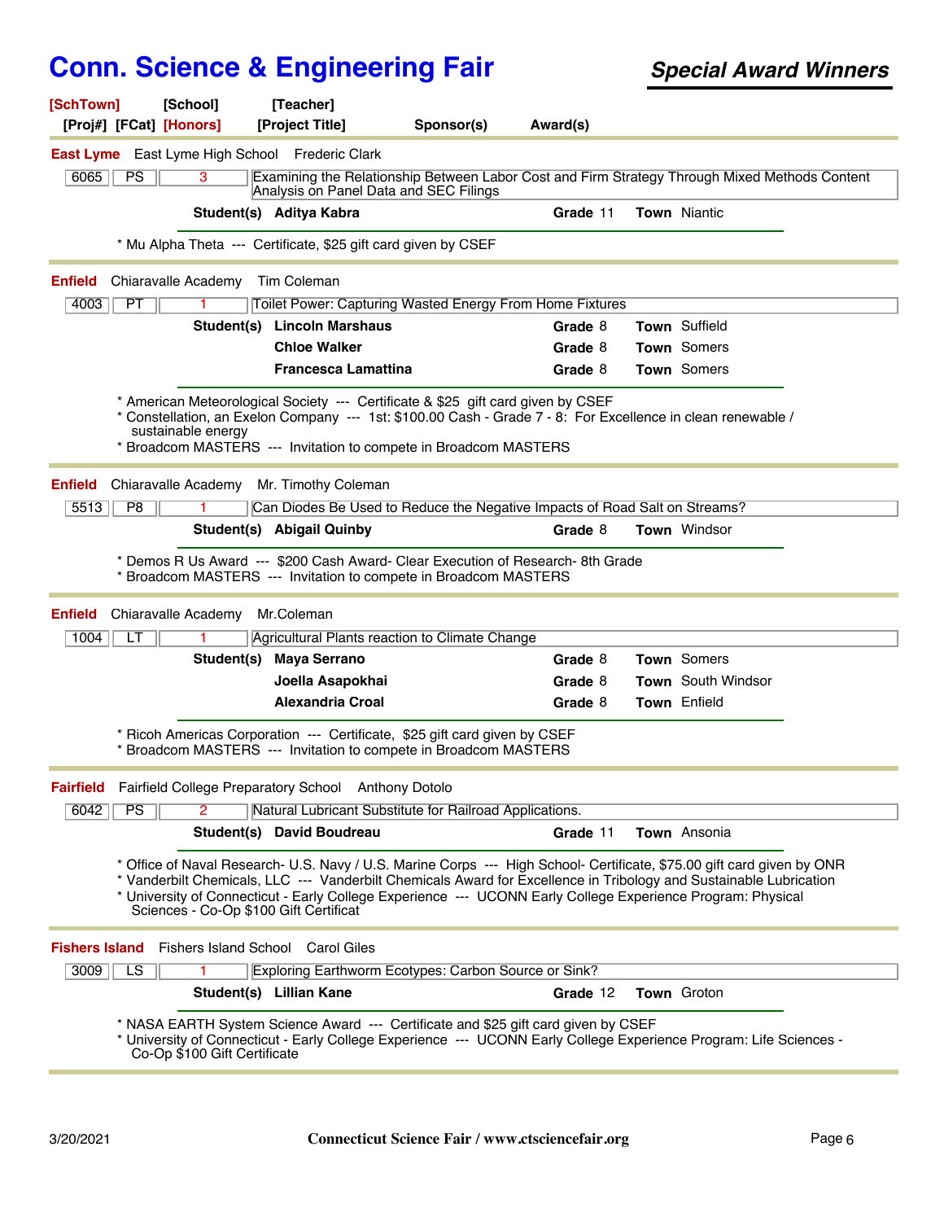# Conn. Science & Engineering Fair

***Special Award Winners***

**[SchTown] [School] [Teacher]**
**[Proj#] [FCat] [Honors] [Project Title] Sponsor(s) Award(s)**

---

**East Lyme** East Lyme High School Frederic Clark

| 6065 | PS | 3 | Examining the Relationship Between Labor Cost and Firm Strategy Through Mixed Methods Content Analysis on Panel Data and SEC Filings |
|---|---|---|---|

**Student(s)** **Aditya Kabra** — **Grade** 11 — **Town** Niantic

* Mu Alpha Theta --- Certificate, $25 gift card given by CSEF

---

**Enfield** Chiaravalle Academy Tim Coleman

| 4003 | PT | 1 | Toilet Power: Capturing Wasted Energy From Home Fixtures |
|---|---|---|---|

**Student(s)**
- **Lincoln Marshaus** — **Grade** 8 — **Town** Suffield
- **Chloe Walker** — **Grade** 8 — **Town** Somers
- **Francesca Lamattina** — **Grade** 8 — **Town** Somers

* American Meteorological Society --- Certificate & $25 gift card given by CSEF
* Constellation, an Exelon Company --- 1st: $100.00 Cash - Grade 7 - 8: For Excellence in clean renewable / sustainable energy
* Broadcom MASTERS --- Invitation to compete in Broadcom MASTERS

---

**Enfield** Chiaravalle Academy Mr. Timothy Coleman

| 5513 | P8 | 1 | Can Diodes Be Used to Reduce the Negative Impacts of Road Salt on Streams? |
|---|---|---|---|

**Student(s)** **Abigail Quinby** — **Grade** 8 — **Town** Windsor

* Demos R Us Award --- $200 Cash Award- Clear Execution of Research- 8th Grade
* Broadcom MASTERS --- Invitation to compete in Broadcom MASTERS

---

**Enfield** Chiaravalle Academy Mr.Coleman

| 1004 | LT | 1 | Agricultural Plants reaction to Climate Change |
|---|---|---|---|

**Student(s)**
- **Maya Serrano** — **Grade** 8 — **Town** Somers
- **Joella Asapokhai** — **Grade** 8 — **Town** South Windsor
- **Alexandria Croal** — **Grade** 8 — **Town** Enfield

* Ricoh Americas Corporation --- Certificate, $25 gift card given by CSEF
* Broadcom MASTERS --- Invitation to compete in Broadcom MASTERS

---

**Fairfield** Fairfield College Preparatory School Anthony Dotolo

| 6042 | PS | 2 | Natural Lubricant Substitute for Railroad Applications. |
|---|---|---|---|

**Student(s)** **David Boudreau** — **Grade** 11 — **Town** Ansonia

* Office of Naval Research- U.S. Navy / U.S. Marine Corps --- High School- Certificate, $75.00 gift card given by ONR
* Vanderbilt Chemicals, LLC --- Vanderbilt Chemicals Award for Excellence in Tribology and Sustainable Lubrication
* University of Connecticut - Early College Experience --- UCONN Early College Experience Program: Physical Sciences - Co-Op $100 Gift Certificat

---

**Fishers Island** Fishers Island School Carol Giles

| 3009 | LS | 1 | Exploring Earthworm Ecotypes: Carbon Source or Sink? |
|---|---|---|---|

**Student(s)** **Lillian Kane** — **Grade** 12 — **Town** Groton

* NASA EARTH System Science Award --- Certificate and $25 gift card given by CSEF
* University of Connecticut - Early College Experience --- UCONN Early College Experience Program: Life Sciences - Co-Op $100 Gift Certificate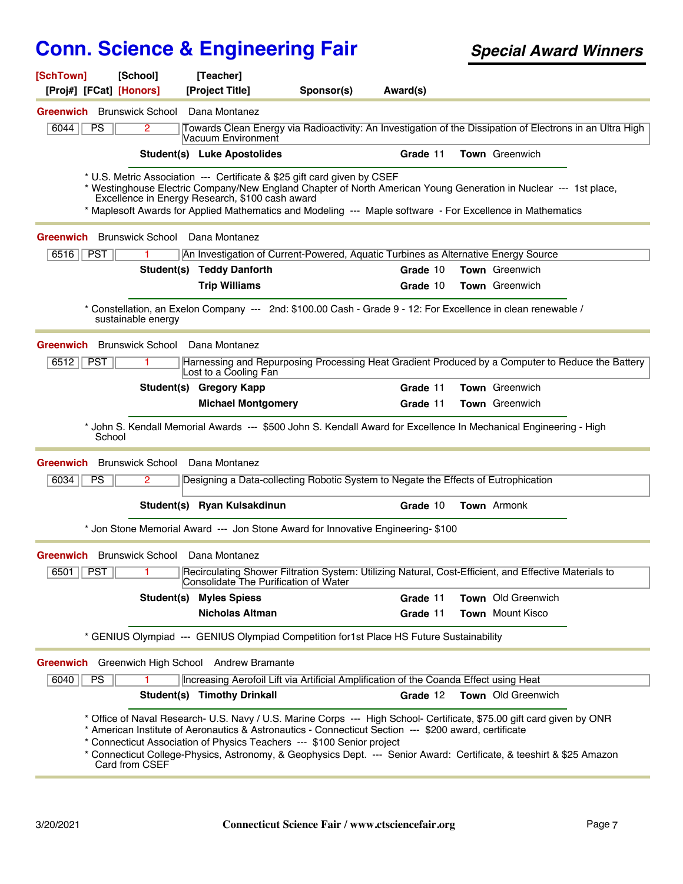# Conn. Science & Engineering Fair

## *Special Award Winners*

| [SchTown] | [School] | [Teacher] | | |
|---|---|---|---|---|
| [Proj#] [FCat] [Honors] | | [Project Title] | Sponsor(s) | Award(s) |

---

**Greenwich** Brunswick School Dana Montanez

| 6044 | PS | 2 | Towards Clean Energy via Radioactivity: An Investigation of the Dissipation of Electrons in an Ultra High Vacuum Environment |
|---|---|---|---|

**Student(s)** **Luke Apostolides** — **Grade** 11 **Town** Greenwich

* U.S. Metric Association --- Certificate & $25 gift card given by CSEF
* Westinghouse Electric Company/New England Chapter of North American Young Generation in Nuclear --- 1st place, Excellence in Energy Research, $100 cash award
* Maplesoft Awards for Applied Mathematics and Modeling --- Maple software - For Excellence in Mathematics

---

**Greenwich** Brunswick School Dana Montanez

| 6516 | PST | 1 | An Investigation of Current-Powered, Aquatic Turbines as Alternative Energy Source |
|---|---|---|---|

**Student(s)** **Teddy Danforth** — **Grade** 10 **Town** Greenwich
**Trip Williams** — **Grade** 10 **Town** Greenwich

* Constellation, an Exelon Company --- 2nd: $100.00 Cash - Grade 9 - 12: For Excellence in clean renewable / sustainable energy

---

**Greenwich** Brunswick School Dana Montanez

| 6512 | PST | 1 | Harnessing and Repurposing Processing Heat Gradient Produced by a Computer to Reduce the Battery Lost to a Cooling Fan |
|---|---|---|---|

**Student(s)** **Gregory Kapp** — **Grade** 11 **Town** Greenwich
**Michael Montgomery** — **Grade** 11 **Town** Greenwich

* John S. Kendall Memorial Awards --- $500 John S. Kendall Award for Excellence In Mechanical Engineering - High School

---

**Greenwich** Brunswick School Dana Montanez

| 6034 | PS | 2 | Designing a Data-collecting Robotic System to Negate the Effects of Eutrophication |
|---|---|---|---|

**Student(s)** **Ryan Kulsakdinun** — **Grade** 10 **Town** Armonk

* Jon Stone Memorial Award --- Jon Stone Award for Innovative Engineering- $100

---

**Greenwich** Brunswick School Dana Montanez

| 6501 | PST | 1 | Recirculating Shower Filtration System: Utilizing Natural, Cost-Efficient, and Effective Materials to Consolidate The Purification of Water |
|---|---|---|---|

**Student(s)** **Myles Spiess** — **Grade** 11 **Town** Old Greenwich
**Nicholas Altman** — **Grade** 11 **Town** Mount Kisco

* GENIUS Olympiad --- GENIUS Olympiad Competition for1st Place HS Future Sustainability

---

**Greenwich** Greenwich High School Andrew Bramante

| 6040 | PS | 1 | Increasing Aerofoil Lift via Artificial Amplification of the Coanda Effect using Heat |
|---|---|---|---|

**Student(s)** **Timothy Drinkall** — **Grade** 12 **Town** Old Greenwich

* Office of Naval Research- U.S. Navy / U.S. Marine Corps --- High School- Certificate, $75.00 gift card given by ONR
* American Institute of Aeronautics & Astronautics - Connecticut Section --- $200 award, certificate
* Connecticut Association of Physics Teachers --- $100 Senior project
* Connecticut College-Physics, Astronomy, & Geophysics Dept. --- Senior Award: Certificate, & teeshirt & $25 Amazon Card from CSEF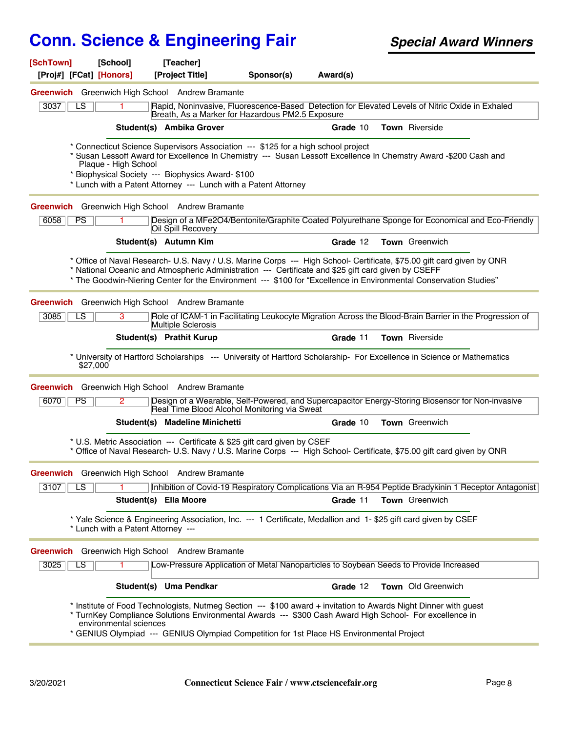# Conn. Science & Engineering Fair

***Special Award Winners***

**[SchTown] [School] [Teacher]**
**[Proj#] [FCat] [Honors] [Project Title] Sponsor(s) Award(s)**

---

**Greenwich** Greenwich High School Andrew Bramante

| 3037 | LS | 1 | Rapid, Noninvasive, Fluorescence-Based Detection for Elevated Levels of Nitric Oxide in Exhaled Breath, As a Marker for Hazardous PM2.5 Exposure |
|---|---|---|---|

**Student(s) Ambika Grover** **Grade** 10 **Town** Riverside

* Connecticut Science Supervisors Association --- $125 for a high school project
* Susan Lessoff Award for Excellence In Chemistry --- Susan Lessoff Excellence In Chemstry Award -$200 Cash and Plaque - High School
* Biophysical Society --- Biophysics Award- $100
* Lunch with a Patent Attorney --- Lunch with a Patent Attorney

---

**Greenwich** Greenwich High School Andrew Bramante

| 6058 | PS | 1 | Design of a MFe2O4/Bentonite/Graphite Coated Polyurethane Sponge for Economical and Eco-Friendly Oil Spill Recovery |
|---|---|---|---|

**Student(s) Autumn Kim** **Grade** 12 **Town** Greenwich

* Office of Naval Research- U.S. Navy / U.S. Marine Corps --- High School- Certificate, $75.00 gift card given by ONR
* National Oceanic and Atmospheric Administration --- Certificate and $25 gift card given by CSEFF
* The Goodwin-Niering Center for the Environment --- $100 for "Excellence in Environmental Conservation Studies"

---

**Greenwich** Greenwich High School Andrew Bramante

| 3085 | LS | 3 | Role of ICAM-1 in Facilitating Leukocyte Migration Across the Blood-Brain Barrier in the Progression of Multiple Sclerosis |
|---|---|---|---|

**Student(s) Prathit Kurup** **Grade** 11 **Town** Riverside

* University of Hartford Scholarships --- University of Hartford Scholarship- For Excellence in Science or Mathematics $27,000

---

**Greenwich** Greenwich High School Andrew Bramante

| 6070 | PS | 2 | Design of a Wearable, Self-Powered, and Supercapacitor Energy-Storing Biosensor for Non-invasive Real Time Blood Alcohol Monitoring via Sweat |
|---|---|---|---|

**Student(s) Madeline Minichetti** **Grade** 10 **Town** Greenwich

* U.S. Metric Association --- Certificate & $25 gift card given by CSEF
* Office of Naval Research- U.S. Navy / U.S. Marine Corps --- High School- Certificate, $75.00 gift card given by ONR

---

**Greenwich** Greenwich High School Andrew Bramante

| 3107 | LS | 1 | Inhibition of Covid-19 Respiratory Complications Via an R-954 Peptide Bradykinin 1 Receptor Antagonist |
|---|---|---|---|

**Student(s) Ella Moore** **Grade** 11 **Town** Greenwich

* Yale Science & Engineering Association, Inc. --- 1 Certificate, Medallion and 1- $25 gift card given by CSEF
* Lunch with a Patent Attorney ---

---

**Greenwich** Greenwich High School Andrew Bramante

| 3025 | LS | 1 | Low-Pressure Application of Metal Nanoparticles to Soybean Seeds to Provide Increased |
|---|---|---|---|

**Student(s) Uma Pendkar** **Grade** 12 **Town** Old Greenwich

* Institute of Food Technologists, Nutmeg Section --- $100 award + invitation to Awards Night Dinner with guest
* TurnKey Compliance Solutions Environmental Awards --- $300 Cash Award High School- For excellence in environmental sciences
* GENIUS Olympiad --- GENIUS Olympiad Competition for 1st Place HS Environmental Project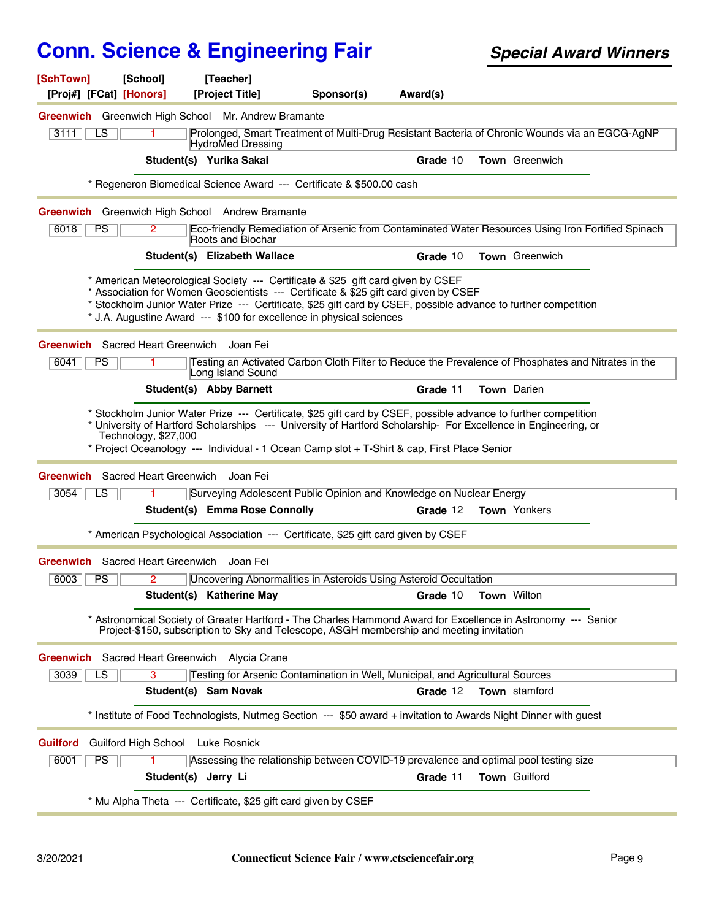# Conn. Science & Engineering Fair

***Special Award Winners***

**[SchTown]** **[School]** **[Teacher]**
**[Proj#] [FCat] [Honors]** **[Project Title]** **Sponsor(s)** **Award(s)**

---

**Greenwich** Greenwich High School Mr. Andrew Bramante

| 3111 | LS | 1 | Prolonged, Smart Treatment of Multi-Drug Resistant Bacteria of Chronic Wounds via an EGCG-AgNP HydroMed Dressing |
|---|---|---|---|

**Student(s)** **Yurika Sakai** **Grade** 10 **Town** Greenwich

* Regeneron Biomedical Science Award --- Certificate & $500.00 cash

---

**Greenwich** Greenwich High School Andrew Bramante

| 6018 | PS | 2 | Eco-friendly Remediation of Arsenic from Contaminated Water Resources Using Iron Fortified Spinach Roots and Biochar |
|---|---|---|---|

**Student(s)** **Elizabeth Wallace** **Grade** 10 **Town** Greenwich

* American Meteorological Society --- Certificate & $25 gift card given by CSEF
* Association for Women Geoscientists --- Certificate & $25 gift card given by CSEF
* Stockholm Junior Water Prize --- Certificate, $25 gift card by CSEF, possible advance to further competition
* J.A. Augustine Award --- $100 for excellence in physical sciences

---

**Greenwich** Sacred Heart Greenwich Joan Fei

| 6041 | PS | 1 | Testing an Activated Carbon Cloth Filter to Reduce the Prevalence of Phosphates and Nitrates in the Long Island Sound |
|---|---|---|---|

**Student(s)** **Abby Barnett** **Grade** 11 **Town** Darien

* Stockholm Junior Water Prize --- Certificate, $25 gift card by CSEF, possible advance to further competition
* University of Hartford Scholarships --- University of Hartford Scholarship- For Excellence in Engineering, or Technology, $27,000
* Project Oceanology --- Individual - 1 Ocean Camp slot + T-Shirt & cap, First Place Senior

---

**Greenwich** Sacred Heart Greenwich Joan Fei

| 3054 | LS | 1 | Surveying Adolescent Public Opinion and Knowledge on Nuclear Energy |
|---|---|---|---|

**Student(s)** **Emma Rose Connolly** **Grade** 12 **Town** Yonkers

* American Psychological Association --- Certificate, $25 gift card given by CSEF

---

**Greenwich** Sacred Heart Greenwich Joan Fei

| 6003 | PS | 2 | Uncovering Abnormalities in Asteroids Using Asteroid Occultation |
|---|---|---|---|

**Student(s)** **Katherine May** **Grade** 10 **Town** Wilton

* Astronomical Society of Greater Hartford - The Charles Hammond Award for Excellence in Astronomy --- Senior Project-$150, subscription to Sky and Telescope, ASGH membership and meeting invitation

---

**Greenwich** Sacred Heart Greenwich Alycia Crane

| 3039 | LS | 3 | Testing for Arsenic Contamination in Well, Municipal, and Agricultural Sources |
|---|---|---|---|

**Student(s)** **Sam Novak** **Grade** 12 **Town** stamford

* Institute of Food Technologists, Nutmeg Section --- $50 award + invitation to Awards Night Dinner with guest

---

**Guilford** Guilford High School Luke Rosnick

| 6001 | PS | 1 | Assessing the relationship between COVID-19 prevalence and optimal pool testing size |
|---|---|---|---|

**Student(s)** **Jerry Li** **Grade** 11 **Town** Guilford

* Mu Alpha Theta --- Certificate, $25 gift card given by CSEF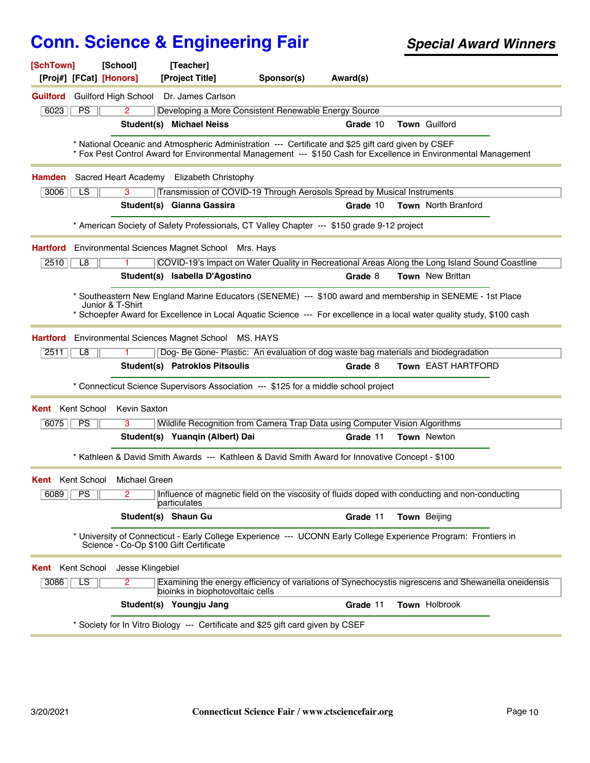# Conn. Science & Engineering Fair

## *Special Award Winners*

**[SchTown]** **[School]** **[Teacher]**
**[Proj#]** **[FCat]** **[Honors]** **[Project Title]** **Sponsor(s)** **Award(s)**

---

**Guilford** Guilford High School Dr. James Carlson

| 6023 | PS | 2 | Developing a More Consistent Renewable Energy Source |
|---|---|---|---|

**Student(s)** **Michael Neiss** **Grade** 10 **Town** Guilford

* National Oceanic and Atmospheric Administration --- Certificate and $25 gift card given by CSEF
* Fox Pest Control Award for Environmental Management --- $150 Cash for Excellence in Environmental Management

---

**Hamden** Sacred Heart Academy Elizabeth Christophy

| 3006 | LS | 3 | Transmission of COVID-19 Through Aerosols Spread by Musical Instruments |
|---|---|---|---|

**Student(s)** **Gianna Gassira** **Grade** 10 **Town** North Branford

* American Society of Safety Professionals, CT Valley Chapter --- $150 grade 9-12 project

---

**Hartford** Environmental Sciences Magnet School Mrs. Hays

| 2510 | L8 | 1 | COVID-19's Impact on Water Quality in Recreational Areas Along the Long Island Sound Coastline |
|---|---|---|---|

**Student(s)** **Isabella D'Agostino** **Grade** 8 **Town** New Brittan

* Southeastern New England Marine Educators (SENEME) --- $100 award and membership in SENEME - 1st Place Junior & T-Shirt
* Schoepfer Award for Excellence in Local Aquatic Science --- For excellence in a local water quality study, $100 cash

---

**Hartford** Environmental Sciences Magnet School MS. HAYS

| 2511 | L8 | 1 | Dog- Be Gone- Plastic: An evaluation of dog waste bag materials and biodegradation |
|---|---|---|---|

**Student(s)** **Patroklos Pitsoulis** **Grade** 8 **Town** EAST HARTFORD

* Connecticut Science Supervisors Association --- $125 for a middle school project

---

**Kent** Kent School Kevin Saxton

| 6075 | PS | 3 | Wildlife Recognition from Camera Trap Data using Computer Vision Algorithms |
|---|---|---|---|

**Student(s)** **Yuanqin (Albert) Dai** **Grade** 11 **Town** Newton

* Kathleen & David Smith Awards --- Kathleen & David Smith Award for Innovative Concept - $100

---

**Kent** Kent School Michael Green

| 6089 | PS | 2 | Influence of magnetic field on the viscosity of fluids doped with conducting and non-conducting particulates |
|---|---|---|---|

**Student(s)** **Shaun Gu** **Grade** 11 **Town** Beijing

* University of Connecticut - Early College Experience --- UCONN Early College Experience Program: Frontiers in Science - Co-Op $100 Gift Certificate

---

**Kent** Kent School Jesse Klingebiel

| 3086 | LS | 2 | Examining the energy efficiency of variations of Synechocystis nigrescens and Shewanella oneidensis bioinks in biophotovoltaic cells |
|---|---|---|---|

**Student(s)** **Youngju Jang** **Grade** 11 **Town** Holbrook

* Society for In Vitro Biology --- Certificate and $25 gift card given by CSEF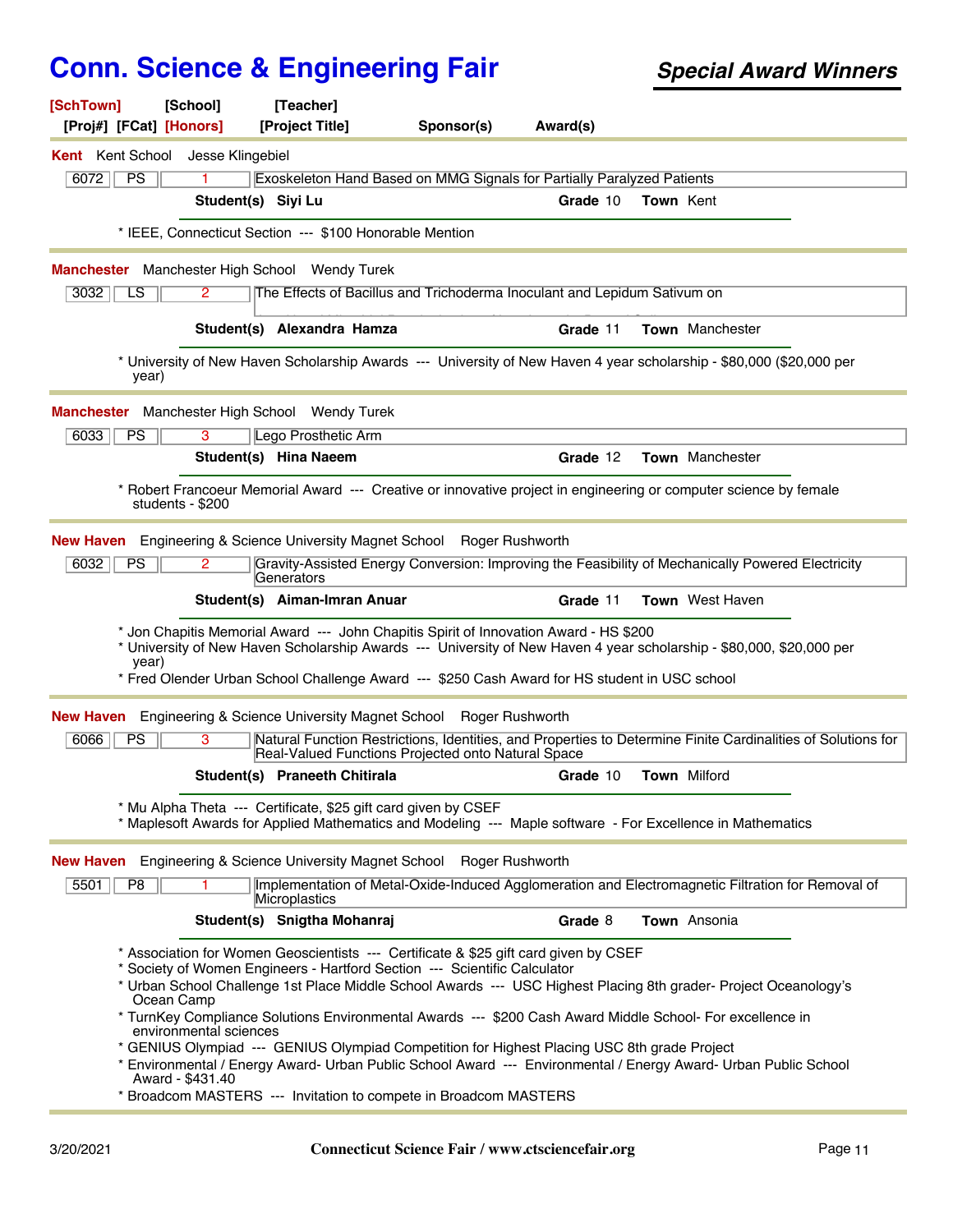# Conn. Science & Engineering Fair

## *Special Award Winners*

**[SchTown]** **[School]** **[Teacher]**
**[Proj#]** **[FCat]** **[Honors]** **[Project Title]** **Sponsor(s)** **Award(s)**

---

**Kent** Kent School Jesse Klingebiel

| 6072 | PS | 1 | Exoskeleton Hand Based on MMG Signals for Partially Paralyzed Patients |
|---|---|---|---|

**Student(s) Siyi Lu** **Grade** 10 **Town** Kent

* IEEE, Connecticut Section --- $100 Honorable Mention

---

**Manchester** Manchester High School Wendy Turek

| 3032 | LS | 2 | The Effects of Bacillus and Trichoderma Inoculant and Lepidum Sativum on |
|---|---|---|---|

**Student(s) Alexandra Hamza** **Grade** 11 **Town** Manchester

* University of New Haven Scholarship Awards --- University of New Haven 4 year scholarship - $80,000 ($20,000 per year)

---

**Manchester** Manchester High School Wendy Turek

| 6033 | PS | 3 | Lego Prosthetic Arm |
|---|---|---|---|

**Student(s) Hina Naeem** **Grade** 12 **Town** Manchester

* Robert Francoeur Memorial Award --- Creative or innovative project in engineering or computer science by female students - $200

---

**New Haven** Engineering & Science University Magnet School Roger Rushworth

| 6032 | PS | 2 | Gravity-Assisted Energy Conversion: Improving the Feasibility of Mechanically Powered Electricity Generators |
|---|---|---|---|

**Student(s) Aiman-Imran Anuar** **Grade** 11 **Town** West Haven

* Jon Chapitis Memorial Award --- John Chapitis Spirit of Innovation Award - HS $200
* University of New Haven Scholarship Awards --- University of New Haven 4 year scholarship - $80,000, $20,000 per year)
* Fred Olender Urban School Challenge Award --- $250 Cash Award for HS student in USC school

---

**New Haven** Engineering & Science University Magnet School Roger Rushworth

| 6066 | PS | 3 | Natural Function Restrictions, Identities, and Properties to Determine Finite Cardinalities of Solutions for Real-Valued Functions Projected onto Natural Space |
|---|---|---|---|

**Student(s) Praneeth Chitirala** **Grade** 10 **Town** Milford

* Mu Alpha Theta --- Certificate, $25 gift card given by CSEF
* Maplesoft Awards for Applied Mathematics and Modeling --- Maple software - For Excellence in Mathematics

---

**New Haven** Engineering & Science University Magnet School Roger Rushworth

| 5501 | P8 | 1 | Implementation of Metal-Oxide-Induced Agglomeration and Electromagnetic Filtration for Removal of Microplastics |
|---|---|---|---|

**Student(s) Snigtha Mohanraj** **Grade** 8 **Town** Ansonia

* Association for Women Geoscientists --- Certificate & $25 gift card given by CSEF
* Society of Women Engineers - Hartford Section --- Scientific Calculator
* Urban School Challenge 1st Place Middle School Awards --- USC Highest Placing 8th grader- Project Oceanology's Ocean Camp
* TurnKey Compliance Solutions Environmental Awards --- $200 Cash Award Middle School- For excellence in environmental sciences
* GENIUS Olympiad --- GENIUS Olympiad Competition for Highest Placing USC 8th grade Project
* Environmental / Energy Award- Urban Public School Award --- Environmental / Energy Award- Urban Public School Award - $431.40
* Broadcom MASTERS --- Invitation to compete in Broadcom MASTERS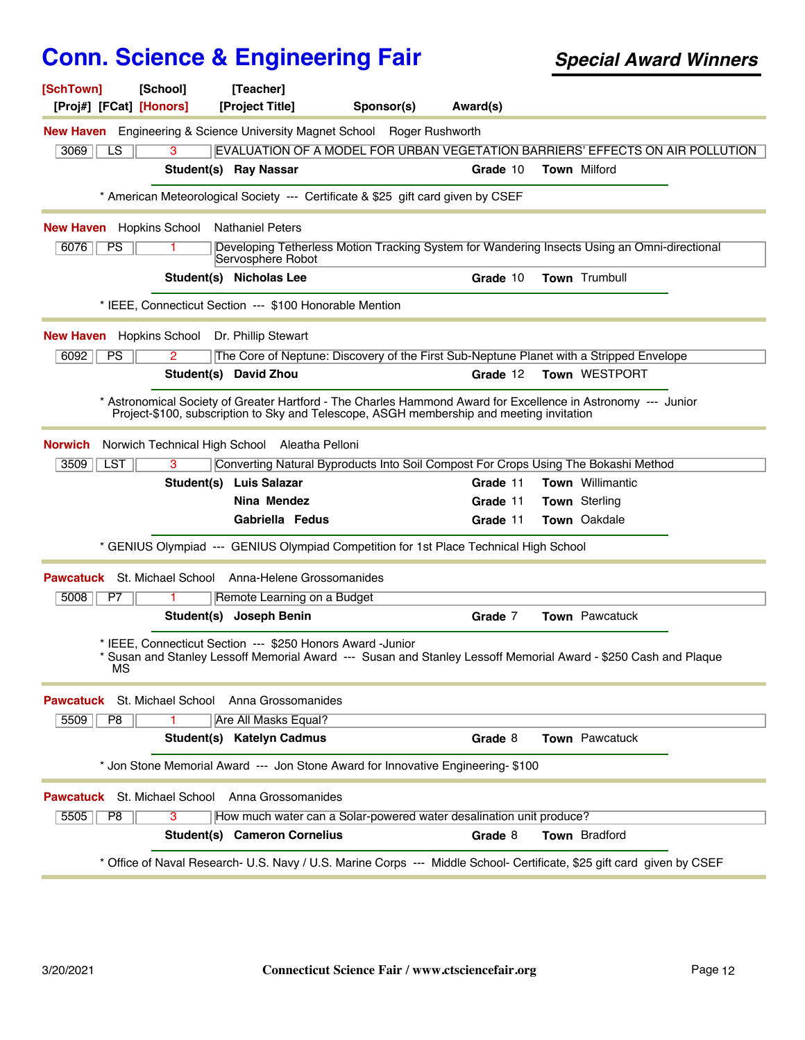# Conn. Science & Engineering Fair

***Special Award Winners***

**[SchTown]** **[School]** **[Teacher]**
**[Proj#]** **[FCat]** **[Honors]** **[Project Title]** **Sponsor(s)** **Award(s)**

---

**New Haven** Engineering & Science University Magnet School Roger Rushworth

| 3069 | LS | 3 | EVALUATION OF A MODEL FOR URBAN VEGETATION BARRIERS' EFFECTS ON AIR POLLUTION |
|---|---|---|---|

**Student(s)** **Ray Nassar** **Grade** 10 **Town** Milford

* American Meteorological Society --- Certificate & $25 gift card given by CSEF

---

**New Haven** Hopkins School Nathaniel Peters

| 6076 | PS | 1 | Developing Tetherless Motion Tracking System for Wandering Insects Using an Omni-directional Servosphere Robot |
|---|---|---|---|

**Student(s)** **Nicholas Lee** **Grade** 10 **Town** Trumbull

* IEEE, Connecticut Section --- $100 Honorable Mention

---

**New Haven** Hopkins School Dr. Phillip Stewart

| 6092 | PS | 2 | The Core of Neptune: Discovery of the First Sub-Neptune Planet with a Stripped Envelope |
|---|---|---|---|

**Student(s)** **David Zhou** **Grade** 12 **Town** WESTPORT

* Astronomical Society of Greater Hartford - The Charles Hammond Award for Excellence in Astronomy --- Junior Project-$100, subscription to Sky and Telescope, ASGH membership and meeting invitation

---

**Norwich** Norwich Technical High School Aleatha Pelloni

| 3509 | LST | 3 | Converting Natural Byproducts Into Soil Compost For Crops Using The Bokashi Method |
|---|---|---|---|

**Student(s)** **Luis Salazar** **Grade** 11 **Town** Willimantic
**Nina Mendez** **Grade** 11 **Town** Sterling
**Gabriella Fedus** **Grade** 11 **Town** Oakdale

* GENIUS Olympiad --- GENIUS Olympiad Competition for 1st Place Technical High School

---

**Pawcatuck** St. Michael School Anna-Helene Grossomanides

| 5008 | P7 | 1 | Remote Learning on a Budget |
|---|---|---|---|

**Student(s)** **Joseph Benin** **Grade** 7 **Town** Pawcatuck

* IEEE, Connecticut Section --- $250 Honors Award -Junior
* Susan and Stanley Lessoff Memorial Award --- Susan and Stanley Lessoff Memorial Award - $250 Cash and Plaque MS

---

**Pawcatuck** St. Michael School Anna Grossomanides

| 5509 | P8 | 1 | Are All Masks Equal? |
|---|---|---|---|

**Student(s)** **Katelyn Cadmus** **Grade** 8 **Town** Pawcatuck

* Jon Stone Memorial Award --- Jon Stone Award for Innovative Engineering- $100

---

**Pawcatuck** St. Michael School Anna Grossomanides

| 5505 | P8 | 3 | How much water can a Solar-powered water desalination unit produce? |
|---|---|---|---|

**Student(s)** **Cameron Cornelius** **Grade** 8 **Town** Bradford

* Office of Naval Research- U.S. Navy / U.S. Marine Corps --- Middle School- Certificate, $25 gift card given by CSEF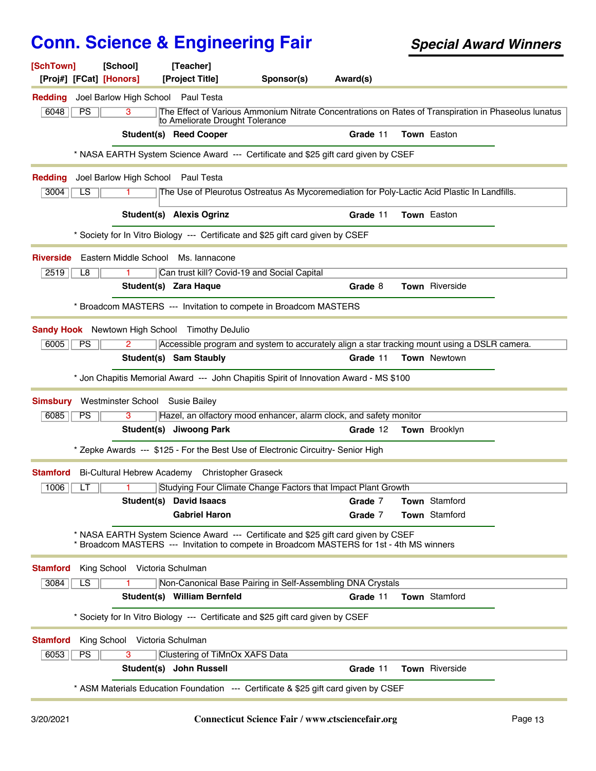# Conn. Science & Engineering Fair

## *Special Award Winners*

**[SchTown]** **[School]** **[Teacher]**
**[Proj#]** **[FCat]** **[Honors]** **[Project Title]** **Sponsor(s)** **Award(s)**

---

**Redding** Joel Barlow High School Paul Testa

| 6048 | PS | 3 | The Effect of Various Ammonium Nitrate Concentrations on Rates of Transpiration in Phaseolus lunatus to Ameliorate Drought Tolerance |
|---|---|---|---|

**Student(s)** **Reed Cooper** **Grade** 11 **Town** Easton

* NASA EARTH System Science Award --- Certificate and $25 gift card given by CSEF

---

**Redding** Joel Barlow High School Paul Testa

| 3004 | LS | 1 | The Use of Pleurotus Ostreatus As Mycoremediation for Poly-Lactic Acid Plastic In Landfills. |
|---|---|---|---|

**Student(s)** **Alexis Ogrinz** **Grade** 11 **Town** Easton

* Society for In Vitro Biology --- Certificate and $25 gift card given by CSEF

---

**Riverside** Eastern Middle School Ms. Iannacone

| 2519 | L8 | 1 | Can trust kill? Covid-19 and Social Capital |
|---|---|---|---|

**Student(s)** **Zara Haque** **Grade** 8 **Town** Riverside

* Broadcom MASTERS --- Invitation to compete in Broadcom MASTERS

---

**Sandy Hook** Newtown High School Timothy DeJulio

| 6005 | PS | 2 | Accessible program and system to accurately align a star tracking mount using a DSLR camera. |
|---|---|---|---|

**Student(s)** **Sam Staubly** **Grade** 11 **Town** Newtown

* Jon Chapitis Memorial Award --- John Chapitis Spirit of Innovation Award - MS $100

---

**Simsbury** Westminster School Susie Bailey

| 6085 | PS | 3 | Hazel, an olfactory mood enhancer, alarm clock, and safety monitor |
|---|---|---|---|

**Student(s)** **Jiwoong Park** **Grade** 12 **Town** Brooklyn

* Zepke Awards --- $125 - For the Best Use of Electronic Circuitry- Senior High

---

**Stamford** Bi-Cultural Hebrew Academy Christopher Graseck

| 1006 | LT | 1 | Studying Four Climate Change Factors that Impact Plant Growth |
|---|---|---|---|

**Student(s)** **David Isaacs** **Grade** 7 **Town** Stamford
**Gabriel Haron** **Grade** 7 **Town** Stamford

* NASA EARTH System Science Award --- Certificate and $25 gift card given by CSEF
* Broadcom MASTERS --- Invitation to compete in Broadcom MASTERS for 1st - 4th MS winners

---

**Stamford** King School Victoria Schulman

| 3084 | LS | 1 | Non-Canonical Base Pairing in Self-Assembling DNA Crystals |
|---|---|---|---|

**Student(s)** **William Bernfeld** **Grade** 11 **Town** Stamford

* Society for In Vitro Biology --- Certificate and $25 gift card given by CSEF

---

**Stamford** King School Victoria Schulman

| 6053 | PS | 3 | Clustering of TiMnOx XAFS Data |
|---|---|---|---|

**Student(s)** **John Russell** **Grade** 11 **Town** Riverside

* ASM Materials Education Foundation --- Certificate & $25 gift card given by CSEF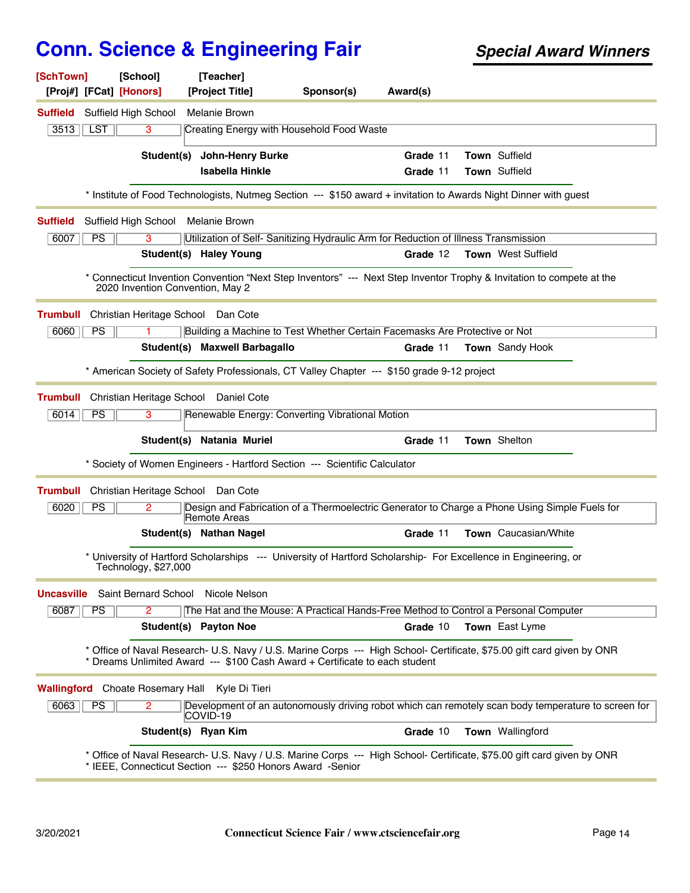# Conn. Science & Engineering Fair

***Special Award Winners***

**[SchTown]** [School] [Teacher]
[Proj#] [FCat] **[Honors]** [Project Title] Sponsor(s) Award(s)

---

**Suffield** Suffield High School Melanie Brown

| 3513 | LST | 3 | Creating Energy with Household Food Waste |
|---|---|---|---|

**Student(s)** **John-Henry Burke** **Grade** 11 **Town** Suffield
**Isabella Hinkle** **Grade** 11 **Town** Suffield

* Institute of Food Technologists, Nutmeg Section --- $150 award + invitation to Awards Night Dinner with guest

---

**Suffield** Suffield High School Melanie Brown

| 6007 | PS | 3 | Utilization of Self- Sanitizing Hydraulic Arm for Reduction of Illness Transmission |
|---|---|---|---|

**Student(s)** **Haley Young** **Grade** 12 **Town** West Suffield

* Connecticut Invention Convention “Next Step Inventors” --- Next Step Inventor Trophy & Invitation to compete at the 2020 Invention Convention, May 2

---

**Trumbull** Christian Heritage School Dan Cote

| 6060 | PS | 1 | Building a Machine to Test Whether Certain Facemasks Are Protective or Not |
|---|---|---|---|

**Student(s)** **Maxwell Barbagallo** **Grade** 11 **Town** Sandy Hook

* American Society of Safety Professionals, CT Valley Chapter --- $150 grade 9-12 project

---

**Trumbull** Christian Heritage School Daniel Cote

| 6014 | PS | 3 | Renewable Energy: Converting Vibrational Motion |
|---|---|---|---|

**Student(s)** **Natania Muriel** **Grade** 11 **Town** Shelton

* Society of Women Engineers - Hartford Section --- Scientific Calculator

---

**Trumbull** Christian Heritage School Dan Cote

| 6020 | PS | 2 | Design and Fabrication of a Thermoelectric Generator to Charge a Phone Using Simple Fuels for Remote Areas |
|---|---|---|---|

**Student(s)** **Nathan Nagel** **Grade** 11 **Town** Caucasian/White

* University of Hartford Scholarships --- University of Hartford Scholarship- For Excellence in Engineering, or Technology, $27,000

---

**Uncasville** Saint Bernard School Nicole Nelson

| 6087 | PS | 2 | The Hat and the Mouse: A Practical Hands-Free Method to Control a Personal Computer |
|---|---|---|---|

**Student(s)** **Payton Noe** **Grade** 10 **Town** East Lyme

* Office of Naval Research- U.S. Navy / U.S. Marine Corps --- High School- Certificate, $75.00 gift card given by ONR
* Dreams Unlimited Award --- $100 Cash Award + Certificate to each student

---

**Wallingford** Choate Rosemary Hall Kyle Di Tieri

| 6063 | PS | 2 | Development of an autonomously driving robot which can remotely scan body temperature to screen for COVID-19 |
|---|---|---|---|

**Student(s)** **Ryan Kim** **Grade** 10 **Town** Wallingford

* Office of Naval Research- U.S. Navy / U.S. Marine Corps --- High School- Certificate, $75.00 gift card given by ONR
* IEEE, Connecticut Section --- $250 Honors Award -Senior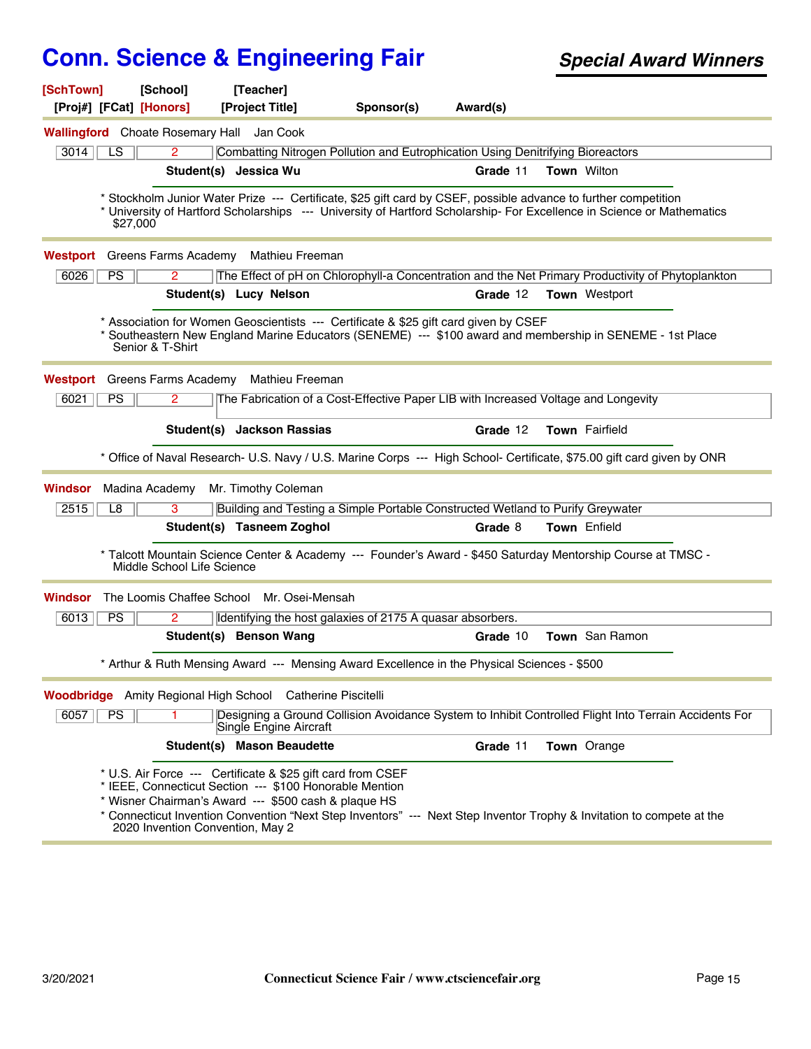# Conn. Science & Engineering Fair

## *Special Award Winners*

**[SchTown]** **[School]** **[Teacher]**
**[Proj#]** **[FCat]** **[Honors]** **[Project Title]** **Sponsor(s)** **Award(s)**

---

**Wallingford** Choate Rosemary Hall Jan Cook

| 3014 | LS | 2 | Combatting Nitrogen Pollution and Eutrophication Using Denitrifying Bioreactors |
|---|---|---|---|

**Student(s)** **Jessica Wu** **Grade** 11 **Town** Wilton

* Stockholm Junior Water Prize --- Certificate, $25 gift card by CSEF, possible advance to further competition
* University of Hartford Scholarships --- University of Hartford Scholarship- For Excellence in Science or Mathematics $27,000

---

**Westport** Greens Farms Academy Mathieu Freeman

| 6026 | PS | 2 | The Effect of pH on Chlorophyll-a Concentration and the Net Primary Productivity of Phytoplankton |
|---|---|---|---|

**Student(s)** **Lucy Nelson** **Grade** 12 **Town** Westport

* Association for Women Geoscientists --- Certificate & $25 gift card given by CSEF
* Southeastern New England Marine Educators (SENEME) --- $100 award and membership in SENEME - 1st Place Senior & T-Shirt

---

**Westport** Greens Farms Academy Mathieu Freeman

| 6021 | PS | 2 | The Fabrication of a Cost-Effective Paper LIB with Increased Voltage and Longevity |
|---|---|---|---|

**Student(s)** **Jackson Rassias** **Grade** 12 **Town** Fairfield

* Office of Naval Research- U.S. Navy / U.S. Marine Corps --- High School- Certificate, $75.00 gift card given by ONR

---

**Windsor** Madina Academy Mr. Timothy Coleman

| 2515 | L8 | 3 | Building and Testing a Simple Portable Constructed Wetland to Purify Greywater |
|---|---|---|---|

**Student(s)** **Tasneem Zoghol** **Grade** 8 **Town** Enfield

* Talcott Mountain Science Center & Academy --- Founder's Award - $450 Saturday Mentorship Course at TMSC - Middle School Life Science

---

**Windsor** The Loomis Chaffee School Mr. Osei-Mensah

| 6013 | PS | 2 | Identifying the host galaxies of 2175 A quasar absorbers. |
|---|---|---|---|

**Student(s)** **Benson Wang** **Grade** 10 **Town** San Ramon

* Arthur & Ruth Mensing Award --- Mensing Award Excellence in the Physical Sciences - $500

---

**Woodbridge** Amity Regional High School Catherine Piscitelli

| 6057 | PS | 1 | Designing a Ground Collision Avoidance System to Inhibit Controlled Flight Into Terrain Accidents For Single Engine Aircraft |
|---|---|---|---|

**Student(s)** **Mason Beaudette** **Grade** 11 **Town** Orange

* U.S. Air Force --- Certificate & $25 gift card from CSEF
* IEEE, Connecticut Section --- $100 Honorable Mention
* Wisner Chairman's Award --- $500 cash & plaque HS
* Connecticut Invention Convention "Next Step Inventors" --- Next Step Inventor Trophy & Invitation to compete at the 2020 Invention Convention, May 2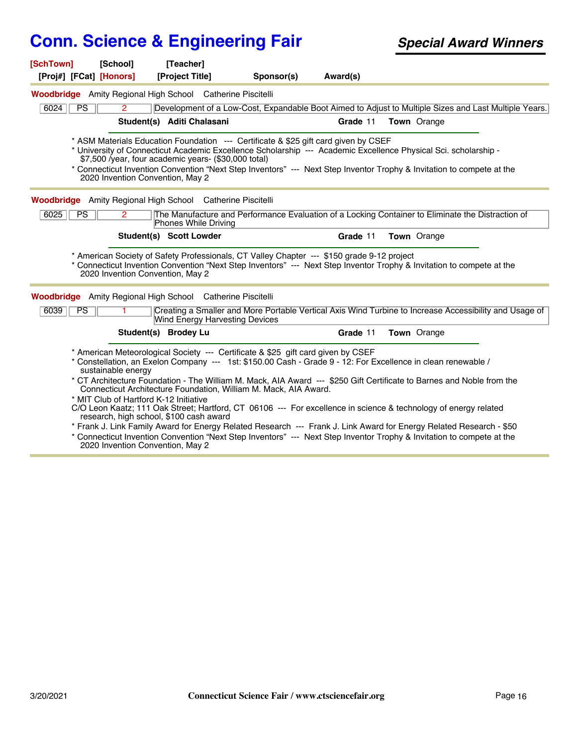# Conn. Science & Engineering Fair

***Special Award Winners***

| [SchTown] | [School] | [Teacher] | | |
|---|---|---|---|---|
| [Proj#] [FCat] [Honors] | | [Project Title] | Sponsor(s) | Award(s) |

---

**Woodbridge** Amity Regional High School Catherine Piscitelli

| 6024 | PS | 2 | Development of a Low-Cost, Expandable Boot Aimed to Adjust to Multiple Sizes and Last Multiple Years. |
|---|---|---|---|

**Student(s) Aditi Chalasani** **Grade** 11 **Town** Orange

* ASM Materials Education Foundation --- Certificate & $25 gift card given by CSEF
* University of Connecticut Academic Excellence Scholarship --- Academic Excellence Physical Sci. scholarship - $7,500 /year, four academic years- ($30,000 total)
* Connecticut Invention Convention "Next Step Inventors" --- Next Step Inventor Trophy & Invitation to compete at the 2020 Invention Convention, May 2

---

**Woodbridge** Amity Regional High School Catherine Piscitelli

| 6025 | PS | 2 | The Manufacture and Performance Evaluation of a Locking Container to Eliminate the Distraction of Phones While Driving |
|---|---|---|---|

**Student(s) Scott Lowder** **Grade** 11 **Town** Orange

* American Society of Safety Professionals, CT Valley Chapter --- $150 grade 9-12 project
* Connecticut Invention Convention "Next Step Inventors" --- Next Step Inventor Trophy & Invitation to compete at the 2020 Invention Convention, May 2

---

**Woodbridge** Amity Regional High School Catherine Piscitelli

| 6039 | PS | 1 | Creating a Smaller and More Portable Vertical Axis Wind Turbine to Increase Accessibility and Usage of Wind Energy Harvesting Devices |
|---|---|---|---|

**Student(s) Brodey Lu** **Grade** 11 **Town** Orange

* American Meteorological Society --- Certificate & $25 gift card given by CSEF
* Constellation, an Exelon Company --- 1st: $150.00 Cash - Grade 9 - 12: For Excellence in clean renewable / sustainable energy
* CT Architecture Foundation - The William M. Mack, AIA Award --- $250 Gift Certificate to Barnes and Noble from the Connecticut Architecture Foundation, William M. Mack, AIA Award.
* MIT Club of Hartford K-12 Initiative
C/O Leon Kaatz; 111 Oak Street; Hartford, CT 06106 --- For excellence in science & technology of energy related research, high school, $100 cash award
* Frank J. Link Family Award for Energy Related Research --- Frank J. Link Award for Energy Related Research - $50
* Connecticut Invention Convention "Next Step Inventors" --- Next Step Inventor Trophy & Invitation to compete at the 2020 Invention Convention, May 2

---

3/20/2021 **Connecticut Science Fair / www.ctsciencefair.org**